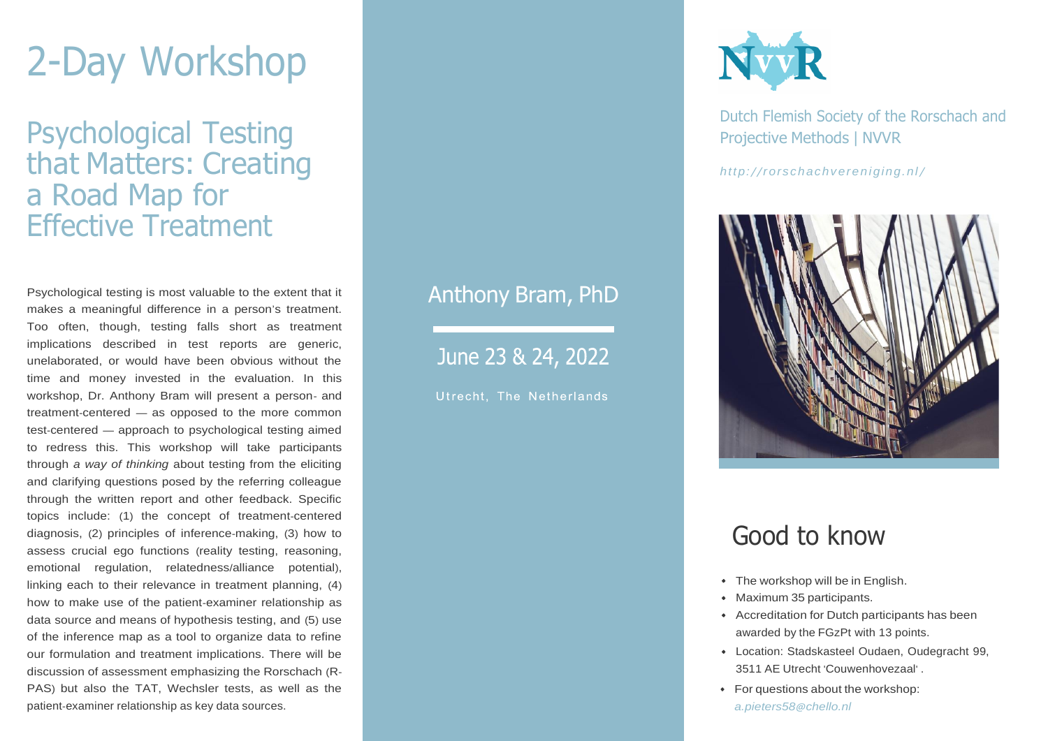# 2-Day Workshop

## Psychological Testing that Matters: Creating a Road Map for Effective Treatment

Psychological testing is most valuable to the extent that it makes a meaningful difference in a person's treatment. Too often, though, testing falls short as treatment implications described in test reports are generic, unelaborated, or would have been obvious without the time and money invested in the evaluation. In this workshop, Dr. Anthony Bram will present a person- and treatment-centered — as opposed to the more common test-centered — approach to psychological testing aimed to redress this. This workshop will take participants through *a way of thinking* about testing from the eliciting and clarifying questions posed by the referring colleague through the written report and other feedback. Specific topics include: (1) the concept of treatment-centered diagnosis, (2) principles of inference-making, (3) how to assess crucial ego functions (reality testing, reasoning, emotional regulation, relatedness/alliance potential), linking each to their relevance in treatment planning, (4) how to make use of the patient-examiner relationship as data source and means of hypothesis testing, and (5) use of the inference map as a tool to organize data to refine our formulation and treatment implications. There will be discussion of assessment emphasizing the Rorschach (R-PAS) but also the TAT, Wechsler tests, as well as the patient-examiner relationship as key data sources.

## Anthony Bram, PhD

June 23 & 24, 2022

Utrecht, The Netherlands

NVVR

Dutch Flemish Society of the Rorschach and Projective Methods | NVVR

*http://rorschachvereniging.nl/*

## Good to know

- The workshop will be in English.
- Maximum 35 participants.
- Accreditation for Dutch participants has been awarded by the FGzPt with 13 points.
- Location: Stadskasteel Oudaen, Oudegracht 99, 3511 AE Utrecht 'Couwenhovezaal' .
- For questions about the workshop: *a.pieters58@chello.nl*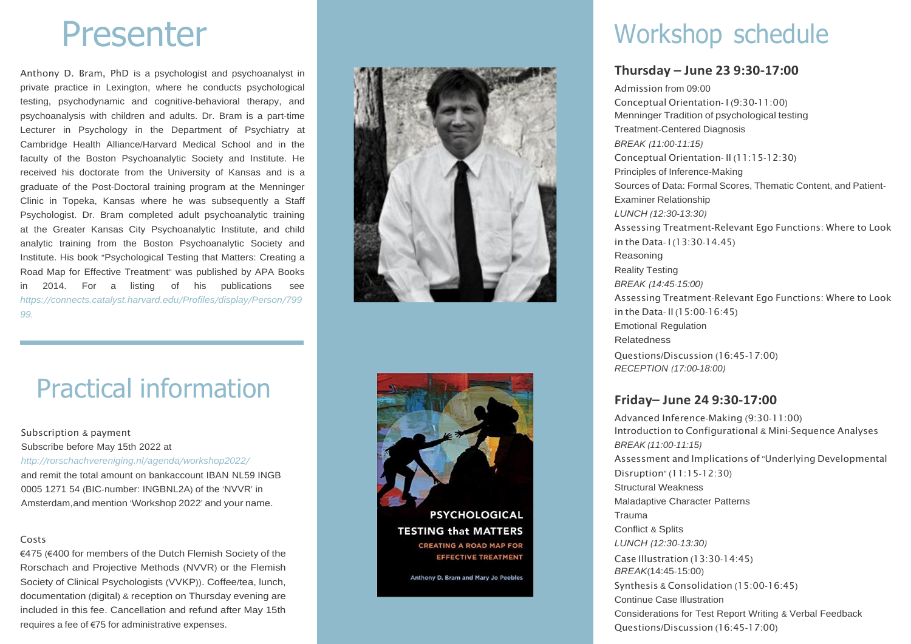# Presenter

Anthony D. Bram, PhD is a psychologist and psychoanalyst in private practice in Lexington, where he conducts psychological testing, psychodynamic and cognitive-behavioral therapy, and psychoanalysis with children and adults. Dr. Bram is a part-time Lecturer in Psychology in the Department of Psychiatry at Cambridge Health Alliance/Harvard Medical School and in the faculty of the Boston Psychoanalytic Society and Institute. He received his doctorate from the University of Kansas and is a graduate of the Post-Doctoral training program at the Menninger Clinic in Topeka, Kansas where he was subsequently a Staff Psychologist. Dr. Bram completed adult psychoanalytic training at the Greater Kansas City Psychoanalytic Institute, and child analytic training from the Boston Psychoanalytic Society and Institute. His book "Psychological Testing that Matters: Creating a Road Map for Effective Treatment" was published by APA Books in 2014. For a listing of his publications see *https://connects.catalyst.harvard.edu/Profiles/display/Person/79999.*

# Practical information

Subscription & payment

Subscribe before May 15th 2022 at *http://rorschachvereniging.nl/agenda/workshop2022/* and remit the total amount on bankaccount IBAN NL59 INGB 0005 1271 54 (BIC-number: INGBNL2A) of the 'NVVR' in Amsterdam,and mention 'Workshop 2022' and your name.

Costs

€475 (€400 for members of the Dutch Flemish Society of the Rorschach and Projective Methods (NVVR) or the Flemish Society of Clinical Psychologists (VVKP)). Coffee/tea, lunch, documentation (digital) & reception on Thursday evening are included in this fee. Cancellation and refund after May 15th requires a fee of €75 for administrative expenses.

# Workshop schedule

### Thursday – June 23 9:30-17:00

Admission from 09:00
Conceptual Orientation- I (9:30-11:00)
Menninger Tradition of psychological testing
Treatment-Centered Diagnosis
*BREAK (11:00-11:15)*
Conceptual Orientation- II (11:15-12:30)
Principles of Inference-Making
Sources of Data: Formal Scores, Thematic Content, and Patient-Examiner Relationship
*LUNCH (12:30-13:30)*
Assessing Treatment-Relevant Ego Functions: Where to Look in the Data- I (13:30-14.45)
Reasoning
Reality Testing
*BREAK (14:45-15:00)*
Assessing Treatment-Relevant Ego Functions: Where to Look in the Data- II (15:00-16:45)
Emotional Regulation
Relatedness
Questions/Discussion (16:45-17:00)
*RECEPTION (17:00-18:00)*

### Friday– June 24 9:30-17:00

Advanced Inference-Making (9:30-11:00)
Introduction to Configurational & Mini-Sequence Analyses
*BREAK (11:00-11:15)*
Assessment and Implications of "Underlying Developmental Disruption" (11:15-12:30)
Structural Weakness
Maladaptive Character Patterns
Trauma
Conflict & Splits
*LUNCH (12:30-13:30)*
Case Illustration (13:30-14:45)
*BREAK*(14:45-15:00)
Synthesis & Consolidation (15:00-16:45)
Continue Case Illustration
Considerations for Test Report Writing & Verbal Feedback
Questions/Discussion (16:45-17:00)